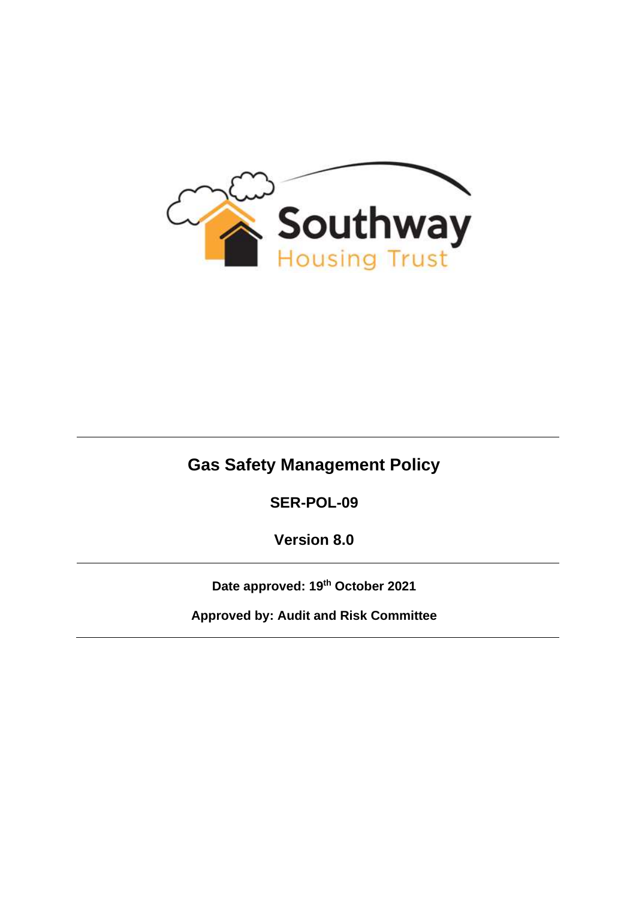Southway
Housing Trust

# Gas Safety Management Policy

**SER-POL-09**

**Version 8.0**

---

**Date approved: 19th October 2021**

**Approved by: Audit and Risk Committee**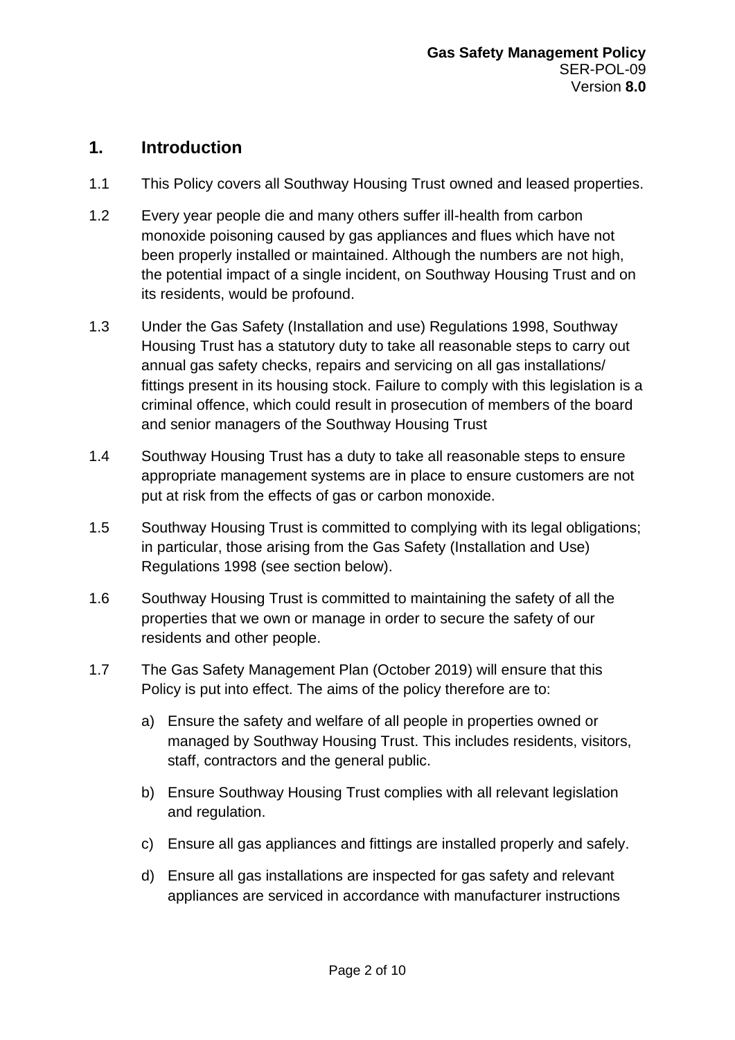## 1. Introduction

1.1 This Policy covers all Southway Housing Trust owned and leased properties.

1.2 Every year people die and many others suffer ill-health from carbon monoxide poisoning caused by gas appliances and flues which have not been properly installed or maintained. Although the numbers are not high, the potential impact of a single incident, on Southway Housing Trust and on its residents, would be profound.

1.3 Under the Gas Safety (Installation and use) Regulations 1998, Southway Housing Trust has a statutory duty to take all reasonable steps to carry out annual gas safety checks, repairs and servicing on all gas installations/ fittings present in its housing stock. Failure to comply with this legislation is a criminal offence, which could result in prosecution of members of the board and senior managers of the Southway Housing Trust

1.4 Southway Housing Trust has a duty to take all reasonable steps to ensure appropriate management systems are in place to ensure customers are not put at risk from the effects of gas or carbon monoxide.

1.5 Southway Housing Trust is committed to complying with its legal obligations; in particular, those arising from the Gas Safety (Installation and Use) Regulations 1998 (see section below).

1.6 Southway Housing Trust is committed to maintaining the safety of all the properties that we own or manage in order to secure the safety of our residents and other people.

1.7 The Gas Safety Management Plan (October 2019) will ensure that this Policy is put into effect. The aims of the policy therefore are to:

a) Ensure the safety and welfare of all people in properties owned or managed by Southway Housing Trust. This includes residents, visitors, staff, contractors and the general public.

b) Ensure Southway Housing Trust complies with all relevant legislation and regulation.

c) Ensure all gas appliances and fittings are installed properly and safely.

d) Ensure all gas installations are inspected for gas safety and relevant appliances are serviced in accordance with manufacturer instructions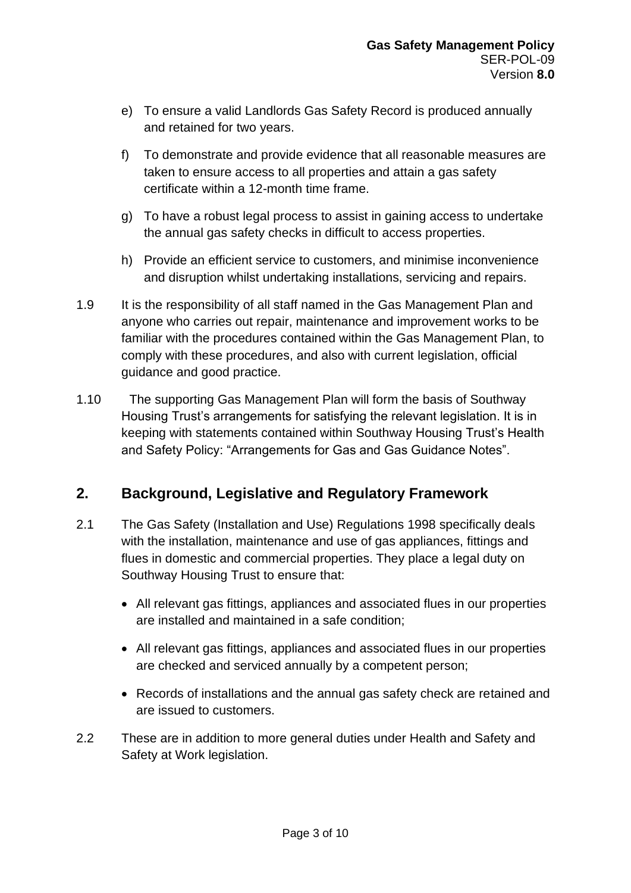e) To ensure a valid Landlords Gas Safety Record is produced annually and retained for two years.

f) To demonstrate and provide evidence that all reasonable measures are taken to ensure access to all properties and attain a gas safety certificate within a 12-month time frame.

g) To have a robust legal process to assist in gaining access to undertake the annual gas safety checks in difficult to access properties.

h) Provide an efficient service to customers, and minimise inconvenience and disruption whilst undertaking installations, servicing and repairs.

1.9 It is the responsibility of all staff named in the Gas Management Plan and anyone who carries out repair, maintenance and improvement works to be familiar with the procedures contained within the Gas Management Plan, to comply with these procedures, and also with current legislation, official guidance and good practice.

1.10 The supporting Gas Management Plan will form the basis of Southway Housing Trust's arrangements for satisfying the relevant legislation. It is in keeping with statements contained within Southway Housing Trust's Health and Safety Policy: "Arrangements for Gas and Gas Guidance Notes".

## 2. Background, Legislative and Regulatory Framework

2.1 The Gas Safety (Installation and Use) Regulations 1998 specifically deals with the installation, maintenance and use of gas appliances, fittings and flues in domestic and commercial properties. They place a legal duty on Southway Housing Trust to ensure that:

- All relevant gas fittings, appliances and associated flues in our properties are installed and maintained in a safe condition;
- All relevant gas fittings, appliances and associated flues in our properties are checked and serviced annually by a competent person;
- Records of installations and the annual gas safety check are retained and are issued to customers.

2.2 These are in addition to more general duties under Health and Safety and Safety at Work legislation.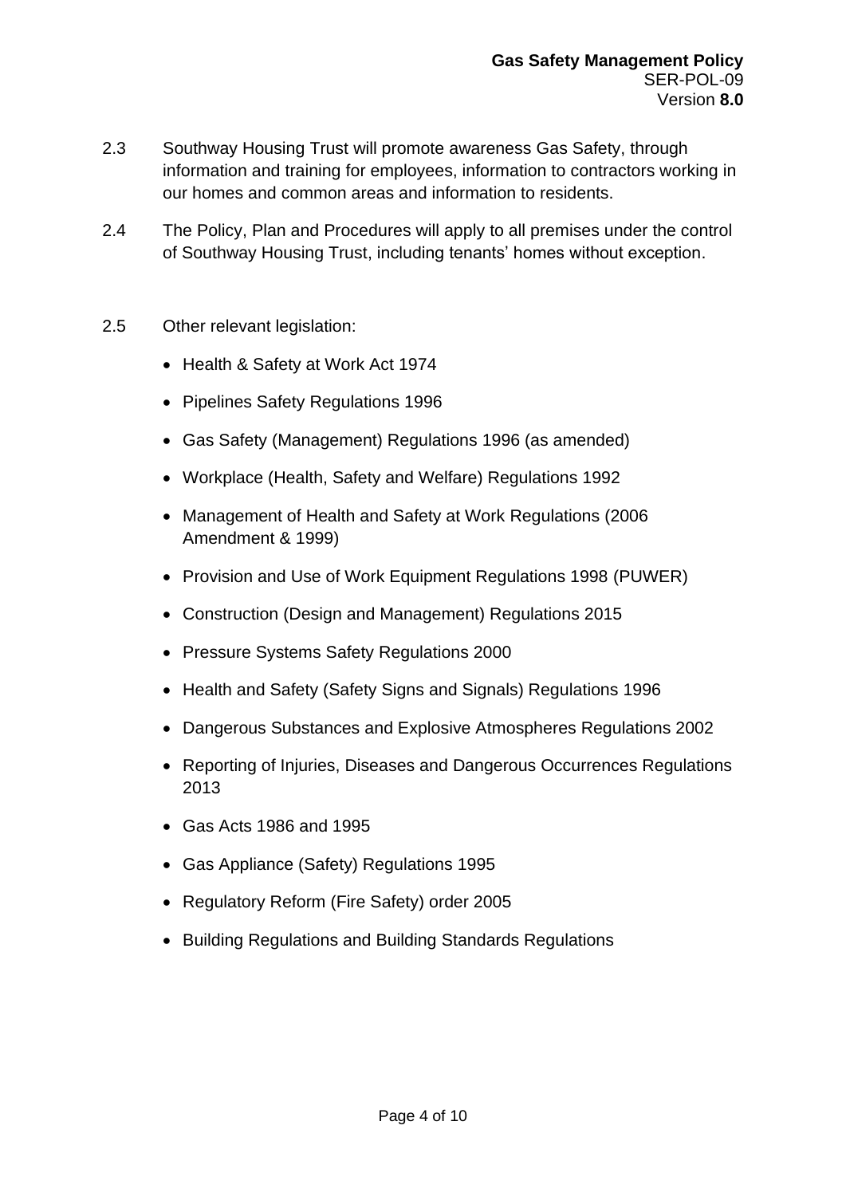2.3 Southway Housing Trust will promote awareness Gas Safety, through information and training for employees, information to contractors working in our homes and common areas and information to residents.

2.4 The Policy, Plan and Procedures will apply to all premises under the control of Southway Housing Trust, including tenants' homes without exception.

2.5 Other relevant legislation:

- Health & Safety at Work Act 1974
- Pipelines Safety Regulations 1996
- Gas Safety (Management) Regulations 1996 (as amended)
- Workplace (Health, Safety and Welfare) Regulations 1992
- Management of Health and Safety at Work Regulations (2006 Amendment & 1999)
- Provision and Use of Work Equipment Regulations 1998 (PUWER)
- Construction (Design and Management) Regulations 2015
- Pressure Systems Safety Regulations 2000
- Health and Safety (Safety Signs and Signals) Regulations 1996
- Dangerous Substances and Explosive Atmospheres Regulations 2002
- Reporting of Injuries, Diseases and Dangerous Occurrences Regulations 2013
- Gas Acts 1986 and 1995
- Gas Appliance (Safety) Regulations 1995
- Regulatory Reform (Fire Safety) order 2005
- Building Regulations and Building Standards Regulations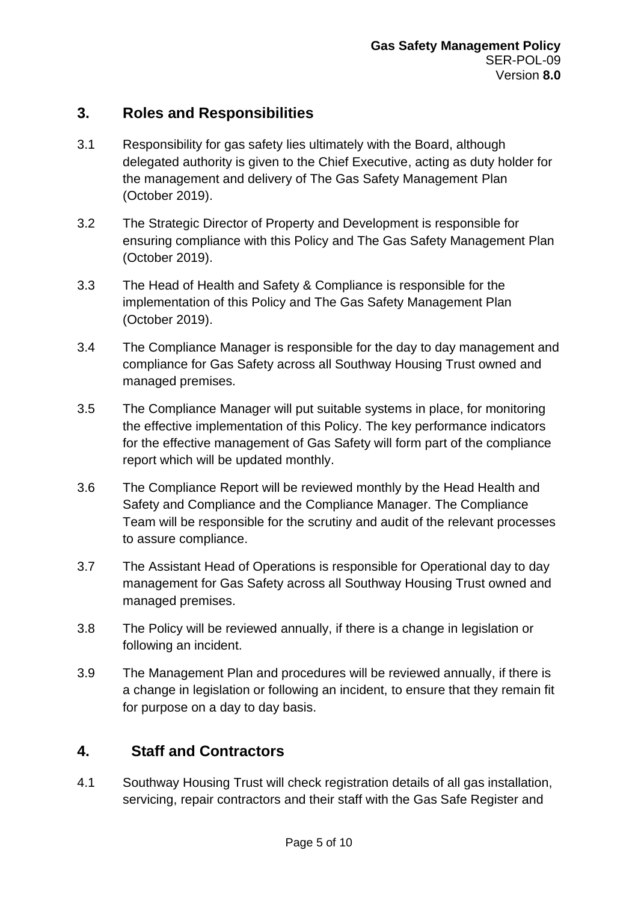## 3. Roles and Responsibilities

3.1 Responsibility for gas safety lies ultimately with the Board, although delegated authority is given to the Chief Executive, acting as duty holder for the management and delivery of The Gas Safety Management Plan (October 2019).

3.2 The Strategic Director of Property and Development is responsible for ensuring compliance with this Policy and The Gas Safety Management Plan (October 2019).

3.3 The Head of Health and Safety & Compliance is responsible for the implementation of this Policy and The Gas Safety Management Plan (October 2019).

3.4 The Compliance Manager is responsible for the day to day management and compliance for Gas Safety across all Southway Housing Trust owned and managed premises.

3.5 The Compliance Manager will put suitable systems in place, for monitoring the effective implementation of this Policy. The key performance indicators for the effective management of Gas Safety will form part of the compliance report which will be updated monthly.

3.6 The Compliance Report will be reviewed monthly by the Head Health and Safety and Compliance and the Compliance Manager. The Compliance Team will be responsible for the scrutiny and audit of the relevant processes to assure compliance.

3.7 The Assistant Head of Operations is responsible for Operational day to day management for Gas Safety across all Southway Housing Trust owned and managed premises.

3.8 The Policy will be reviewed annually, if there is a change in legislation or following an incident.

3.9 The Management Plan and procedures will be reviewed annually, if there is a change in legislation or following an incident, to ensure that they remain fit for purpose on a day to day basis.

## 4. Staff and Contractors

4.1 Southway Housing Trust will check registration details of all gas installation, servicing, repair contractors and their staff with the Gas Safe Register and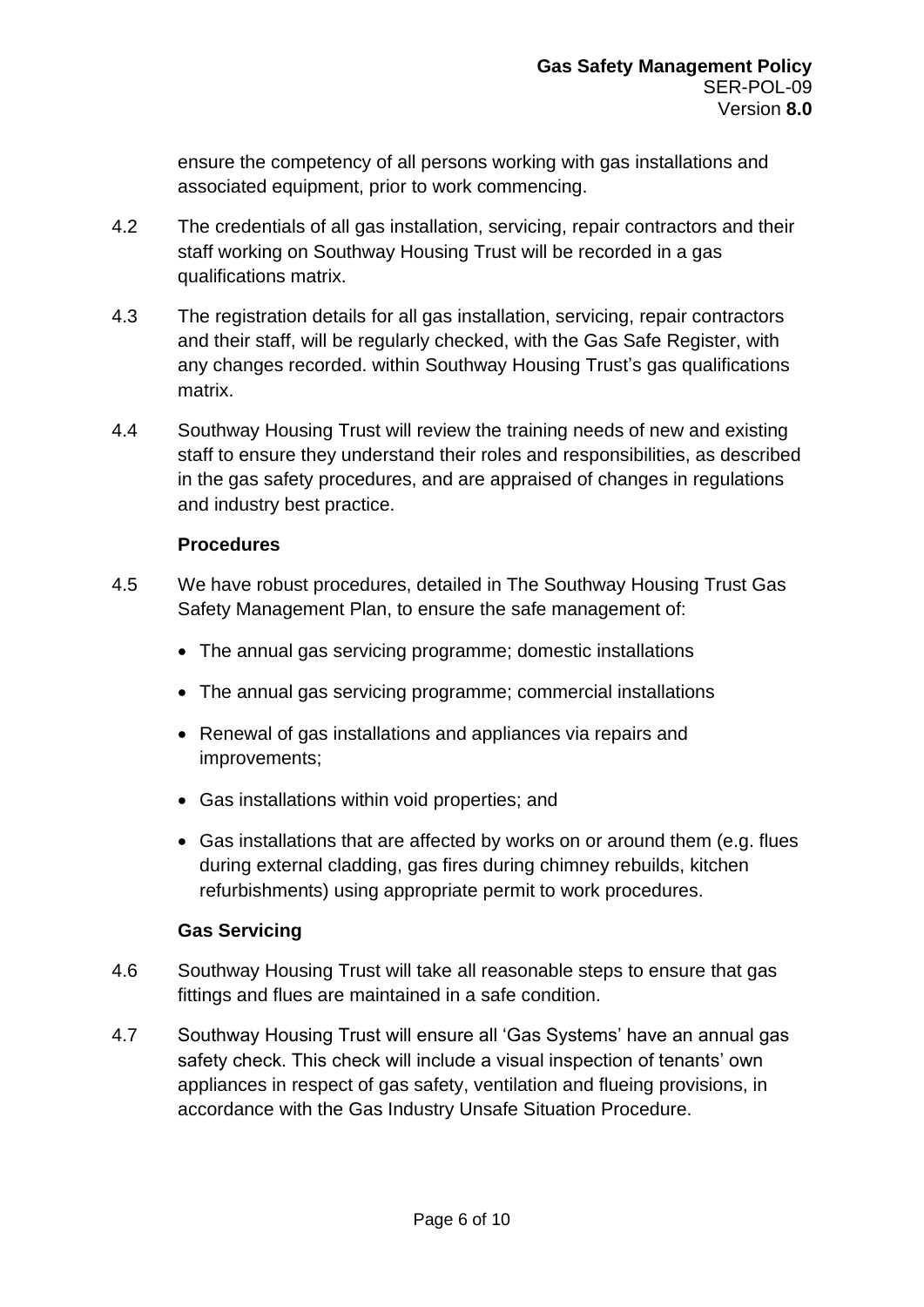ensure the competency of all persons working with gas installations and associated equipment, prior to work commencing.

4.2 The credentials of all gas installation, servicing, repair contractors and their staff working on Southway Housing Trust will be recorded in a gas qualifications matrix.

4.3 The registration details for all gas installation, servicing, repair contractors and their staff, will be regularly checked, with the Gas Safe Register, with any changes recorded. within Southway Housing Trust's gas qualifications matrix.

4.4 Southway Housing Trust will review the training needs of new and existing staff to ensure they understand their roles and responsibilities, as described in the gas safety procedures, and are appraised of changes in regulations and industry best practice.

**Procedures**

4.5 We have robust procedures, detailed in The Southway Housing Trust Gas Safety Management Plan, to ensure the safe management of:

- The annual gas servicing programme; domestic installations
- The annual gas servicing programme; commercial installations
- Renewal of gas installations and appliances via repairs and improvements;
- Gas installations within void properties; and
- Gas installations that are affected by works on or around them (e.g. flues during external cladding, gas fires during chimney rebuilds, kitchen refurbishments) using appropriate permit to work procedures.

**Gas Servicing**

4.6 Southway Housing Trust will take all reasonable steps to ensure that gas fittings and flues are maintained in a safe condition.

4.7 Southway Housing Trust will ensure all 'Gas Systems' have an annual gas safety check. This check will include a visual inspection of tenants' own appliances in respect of gas safety, ventilation and flueing provisions, in accordance with the Gas Industry Unsafe Situation Procedure.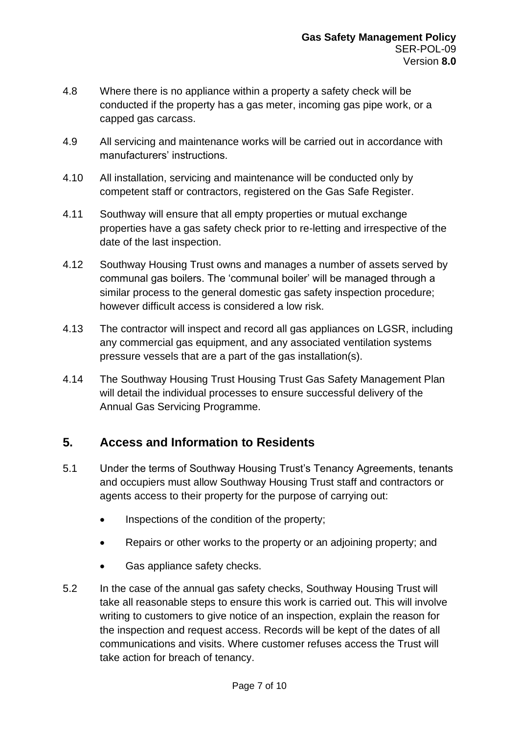4.8 Where there is no appliance within a property a safety check will be conducted if the property has a gas meter, incoming gas pipe work, or a capped gas carcass.

4.9 All servicing and maintenance works will be carried out in accordance with manufacturers' instructions.

4.10 All installation, servicing and maintenance will be conducted only by competent staff or contractors, registered on the Gas Safe Register.

4.11 Southway will ensure that all empty properties or mutual exchange properties have a gas safety check prior to re-letting and irrespective of the date of the last inspection.

4.12 Southway Housing Trust owns and manages a number of assets served by communal gas boilers. The 'communal boiler' will be managed through a similar process to the general domestic gas safety inspection procedure; however difficult access is considered a low risk.

4.13 The contractor will inspect and record all gas appliances on LGSR, including any commercial gas equipment, and any associated ventilation systems pressure vessels that are a part of the gas installation(s).

4.14 The Southway Housing Trust Housing Trust Gas Safety Management Plan will detail the individual processes to ensure successful delivery of the Annual Gas Servicing Programme.

## 5. Access and Information to Residents

5.1 Under the terms of Southway Housing Trust's Tenancy Agreements, tenants and occupiers must allow Southway Housing Trust staff and contractors or agents access to their property for the purpose of carrying out:

- Inspections of the condition of the property;
- Repairs or other works to the property or an adjoining property; and
- Gas appliance safety checks.

5.2 In the case of the annual gas safety checks, Southway Housing Trust will take all reasonable steps to ensure this work is carried out. This will involve writing to customers to give notice of an inspection, explain the reason for the inspection and request access. Records will be kept of the dates of all communications and visits. Where customer refuses access the Trust will take action for breach of tenancy.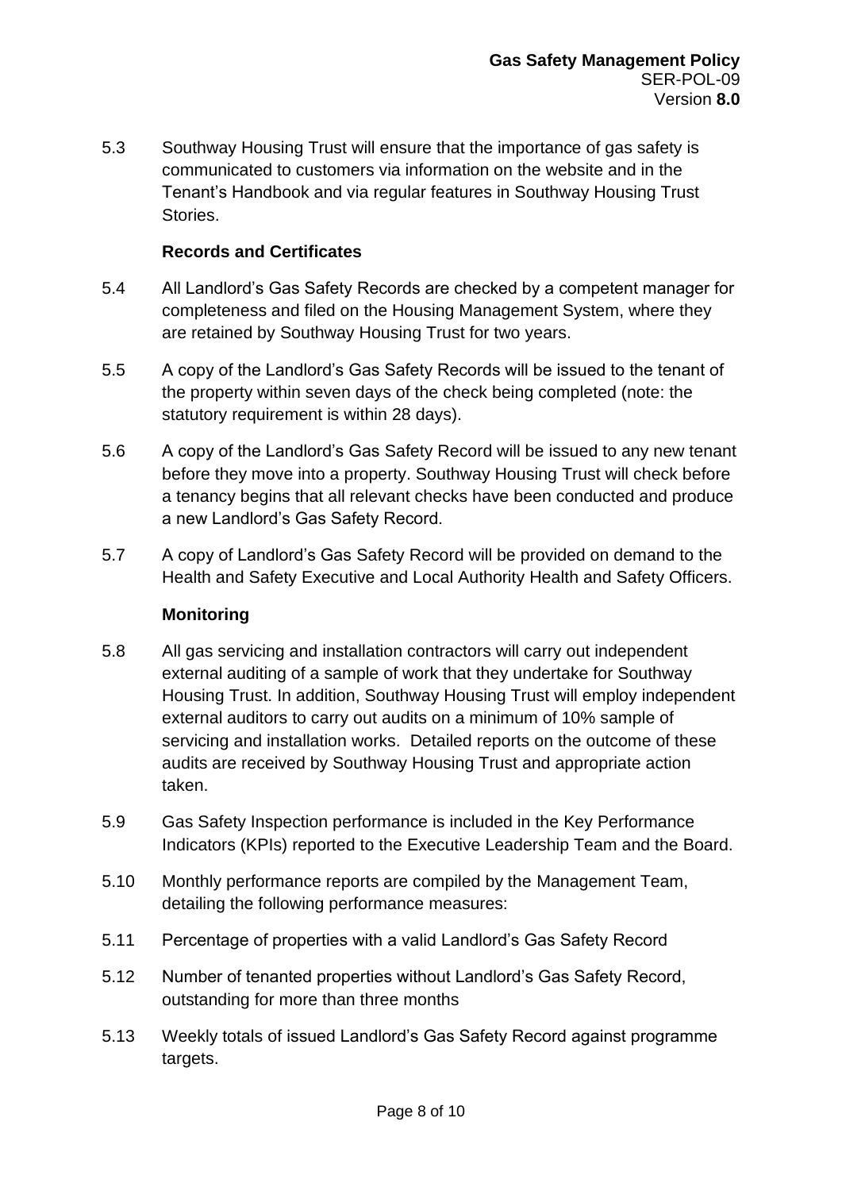5.3 Southway Housing Trust will ensure that the importance of gas safety is communicated to customers via information on the website and in the Tenant's Handbook and via regular features in Southway Housing Trust Stories.

### Records and Certificates

5.4 All Landlord's Gas Safety Records are checked by a competent manager for completeness and filed on the Housing Management System, where they are retained by Southway Housing Trust for two years.

5.5 A copy of the Landlord's Gas Safety Records will be issued to the tenant of the property within seven days of the check being completed (note: the statutory requirement is within 28 days).

5.6 A copy of the Landlord's Gas Safety Record will be issued to any new tenant before they move into a property. Southway Housing Trust will check before a tenancy begins that all relevant checks have been conducted and produce a new Landlord's Gas Safety Record.

5.7 A copy of Landlord's Gas Safety Record will be provided on demand to the Health and Safety Executive and Local Authority Health and Safety Officers.

### Monitoring

5.8 All gas servicing and installation contractors will carry out independent external auditing of a sample of work that they undertake for Southway Housing Trust. In addition, Southway Housing Trust will employ independent external auditors to carry out audits on a minimum of 10% sample of servicing and installation works. Detailed reports on the outcome of these audits are received by Southway Housing Trust and appropriate action taken.

5.9 Gas Safety Inspection performance is included in the Key Performance Indicators (KPIs) reported to the Executive Leadership Team and the Board.

5.10 Monthly performance reports are compiled by the Management Team, detailing the following performance measures:

5.11 Percentage of properties with a valid Landlord's Gas Safety Record

5.12 Number of tenanted properties without Landlord's Gas Safety Record, outstanding for more than three months

5.13 Weekly totals of issued Landlord's Gas Safety Record against programme targets.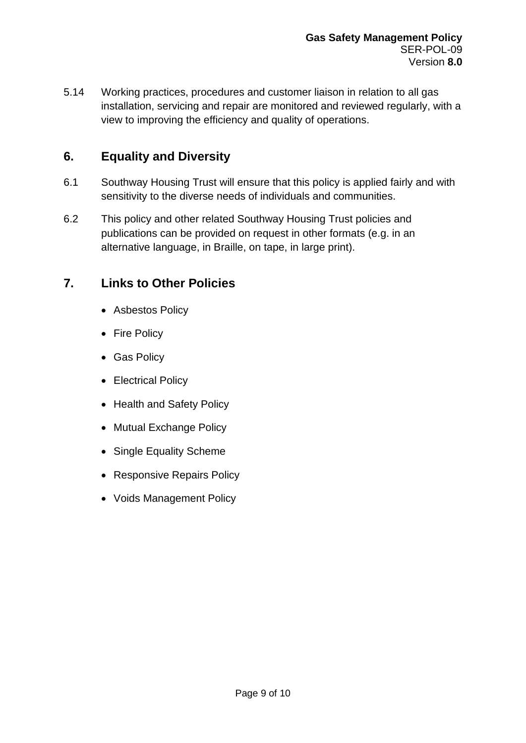5.14 Working practices, procedures and customer liaison in relation to all gas installation, servicing and repair are monitored and reviewed regularly, with a view to improving the efficiency and quality of operations.

## 6. Equality and Diversity

6.1 Southway Housing Trust will ensure that this policy is applied fairly and with sensitivity to the diverse needs of individuals and communities.

6.2 This policy and other related Southway Housing Trust policies and publications can be provided on request in other formats (e.g. in an alternative language, in Braille, on tape, in large print).

## 7. Links to Other Policies

- Asbestos Policy
- Fire Policy
- Gas Policy
- Electrical Policy
- Health and Safety Policy
- Mutual Exchange Policy
- Single Equality Scheme
- Responsive Repairs Policy
- Voids Management Policy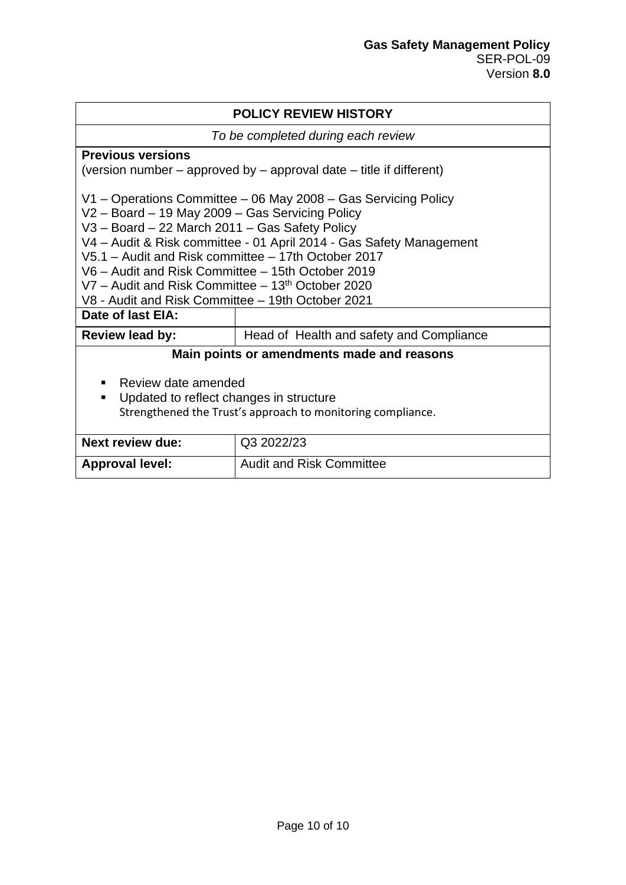| POLICY REVIEW HISTORY | |
|---|---|
| *To be completed during each review* | |
| **Previous versions**<br>(version number – approved by – approval date – title if different)<br><br>V1 – Operations Committee – 06 May 2008 – Gas Servicing Policy<br>V2 – Board – 19 May 2009 – Gas Servicing Policy<br>V3 – Board – 22 March 2011 – Gas Safety Policy<br>V4 – Audit & Risk committee - 01 April 2014 - Gas Safety Management<br>V5.1 – Audit and Risk committee – 17th October 2017<br>V6 – Audit and Risk Committee – 15th October 2019<br>V7 – Audit and Risk Committee – 13th October 2020<br>V8 - Audit and Risk Committee – 19th October 2021 | |
| **Date of last EIA:** | |
| **Review lead by:** | Head of Health and safety and Compliance |
| **Main points or amendments made and reasons**<br><br>▪ Review date amended<br>▪ Updated to reflect changes in structure<br>Strengthened the Trust's approach to monitoring compliance. | |
| **Next review due:** | Q3 2022/23 |
| **Approval level:** | Audit and Risk Committee |